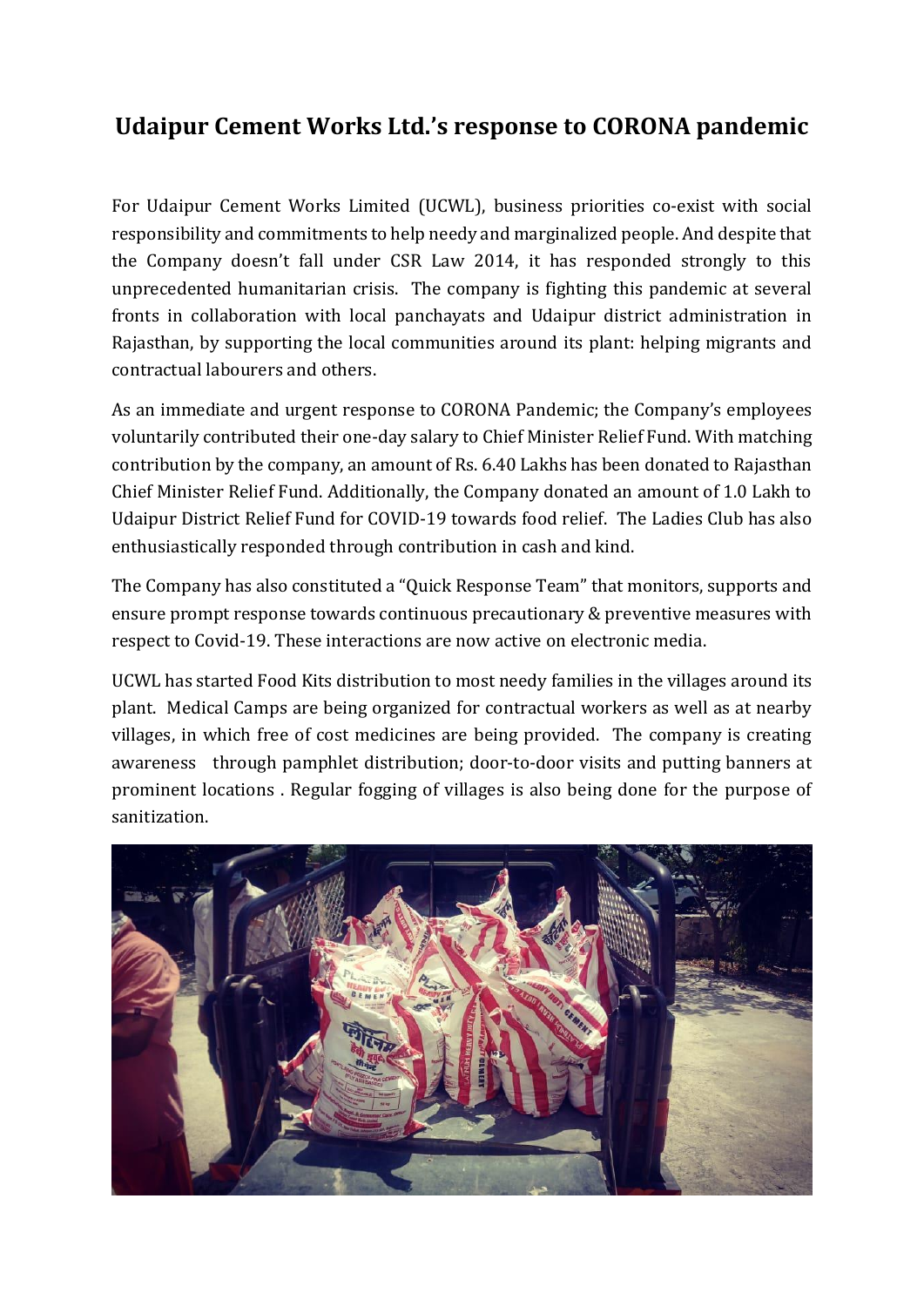# Udaipur Cement Works Ltd.'s response to CORONA pandemic

For Udaipur Cement Works Limited (UCWL), business priorities co-exist with social responsibility and commitments to help needy and marginalized people. And despite that the Company doesn't fall under CSR Law 2014, it has responded strongly to this unprecedented humanitarian crisis. The company is fighting this pandemic at several fronts in collaboration with local panchayats and Udaipur district administration in Rajasthan, by supporting the local communities around its plant: helping migrants and contractual labourers and others.

As an immediate and urgent response to CORONA Pandemic; the Company's employees voluntarily contributed their one-day salary to Chief Minister Relief Fund. With matching contribution by the company, an amount of Rs. 6.40 Lakhs has been donated to Rajasthan Chief Minister Relief Fund. Additionally, the Company donated an amount of 1.0 Lakh to Udaipur District Relief Fund for COVID-19 towards food relief. The Ladies Club has also enthusiastically responded through contribution in cash and kind.

The Company has also constituted a "Quick Response Team" that monitors, supports and ensure prompt response towards continuous precautionary & preventive measures with respect to Covid-19. These interactions are now active on electronic media.

UCWL has started Food Kits distribution to most needy families in the villages around its plant. Medical Camps are being organized for contractual workers as well as at nearby villages, in which free of cost medicines are being provided. The company is creating awareness through pamphlet distribution; door-to-door visits and putting banners at prominent locations . Regular fogging of villages is also being done for the purpose of sanitization.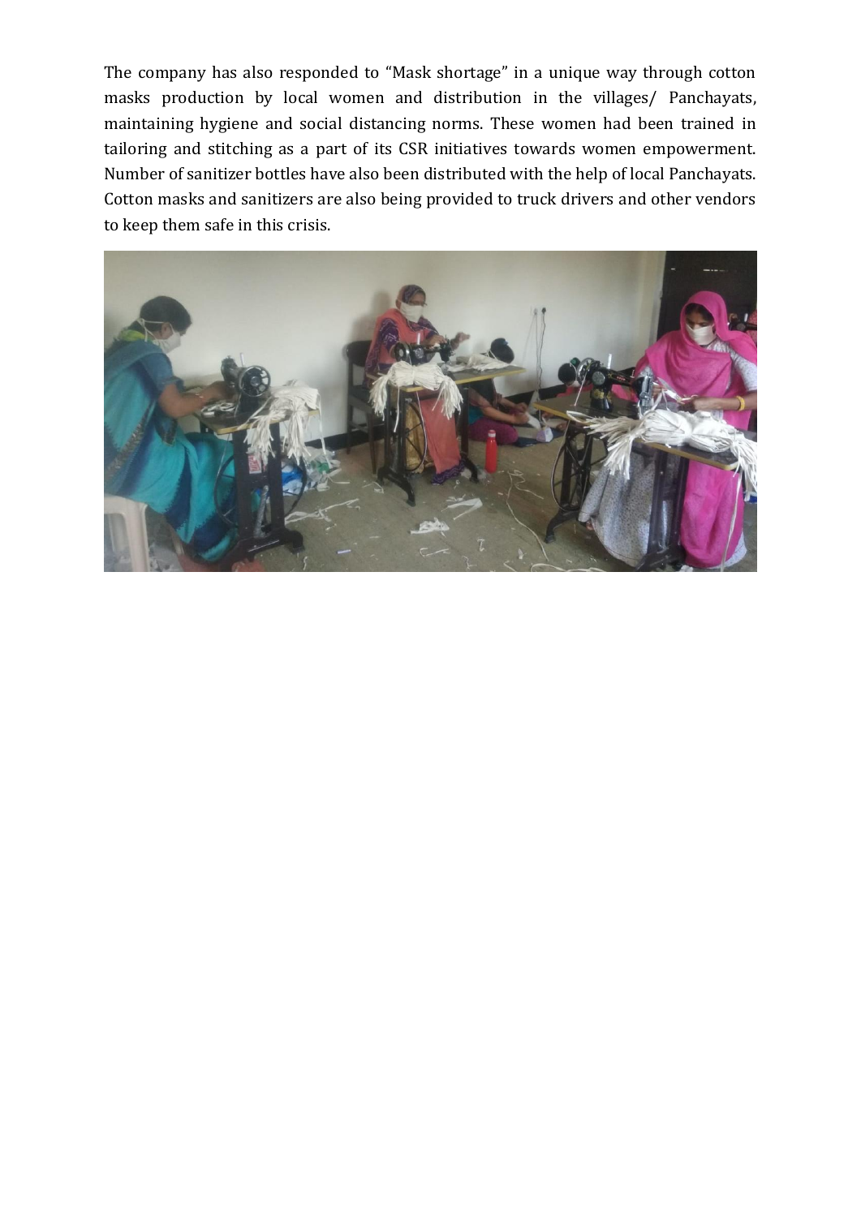The company has also responded to "Mask shortage" in a unique way through cotton masks production by local women and distribution in the villages/ Panchayats, maintaining hygiene and social distancing norms. These women had been trained in tailoring and stitching as a part of its CSR initiatives towards women empowerment. Number of sanitizer bottles have also been distributed with the help of local Panchayats. Cotton masks and sanitizers are also being provided to truck drivers and other vendors to keep them safe in this crisis.